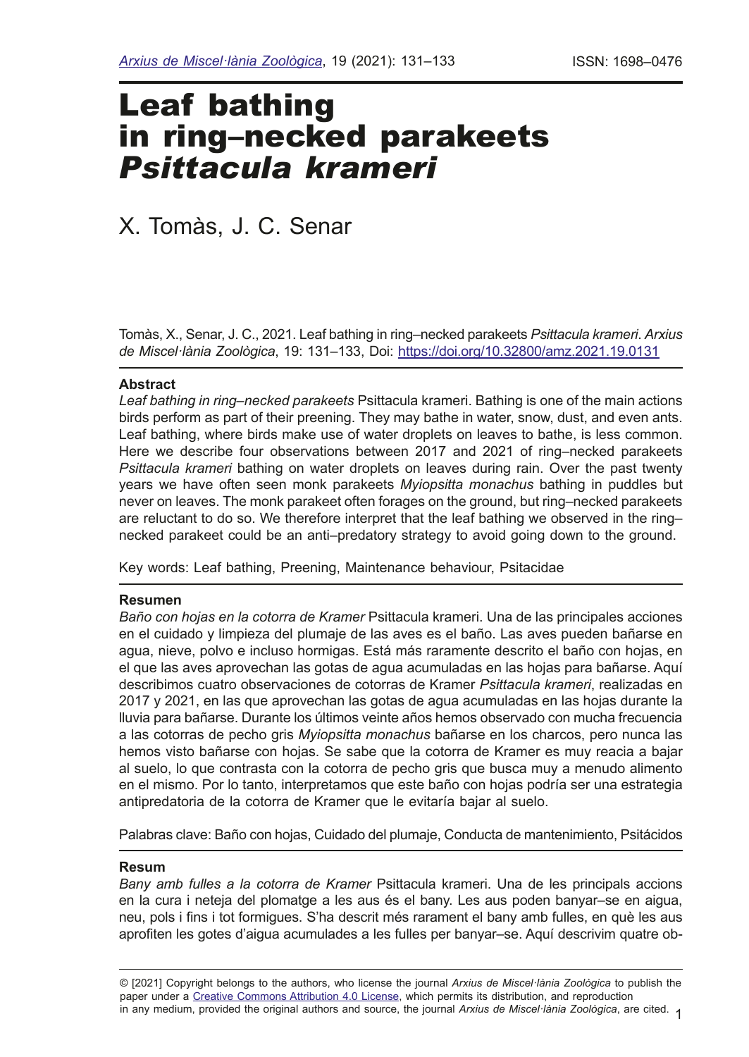# Leaf bathing in ring–necked parakeets *Psittacula krameri*

X. Tomàs, J. C. Senar

Tomàs, X., Senar, J. C., 2021. Leaf bathing in ring–necked parakeets *Psittacula krameri*. *Arxius de Miscel·lània Zoològica*, 19: 131–133, Doi: https://doi.org/10.32800/amz.2021.19.0131

**Abstract**

*Leaf bathing in ring–necked parakeets* Psittacula krameri. Bathing is one of the main actions birds perform as part of their preening. They may bathe in water, snow, dust, and even ants. Leaf bathing, where birds make use of water droplets on leaves to bathe, is less common. Here we describe four observations between 2017 and 2021 of ring–necked parakeets *Psittacula krameri* bathing on water droplets on leaves during rain. Over the past twenty years we have often seen monk parakeets *Myiopsitta monachus* bathing in puddles but never on leaves. The monk parakeet often forages on the ground, but ring–necked parakeets are reluctant to do so. We therefore interpret that the leaf bathing we observed in the ring–necked parakeet could be an anti–predatory strategy to avoid going down to the ground.

Key words: Leaf bathing, Preening, Maintenance behaviour, Psitacidae

**Resumen**

*Baño con hojas en la cotorra de Kramer* Psittacula krameri. Una de las principales acciones en el cuidado y limpieza del plumaje de las aves es el baño. Las aves pueden bañarse en agua, nieve, polvo e incluso hormigas. Está más raramente descrito el baño con hojas, en el que las aves aprovechan las gotas de agua acumuladas en las hojas para bañarse. Aquí describimos cuatro observaciones de cotorras de Kramer *Psittacula krameri*, realizadas en 2017 y 2021, en las que aprovechan las gotas de agua acumuladas en las hojas durante la lluvia para bañarse. Durante los últimos veinte años hemos observado con mucha frecuencia a las cotorras de pecho gris *Myiopsitta monachus* bañarse en los charcos, pero nunca las hemos visto bañarse con hojas. Se sabe que la cotorra de Kramer es muy reacia a bajar al suelo, lo que contrasta con la cotorra de pecho gris que busca muy a menudo alimento en el mismo. Por lo tanto, interpretamos que este baño con hojas podría ser una estrategia antipredatoria de la cotorra de Kramer que le evitaría bajar al suelo.

Palabras clave: Baño con hojas, Cuidado del plumaje, Conducta de mantenimiento, Psitácidos

**Resum**

*Bany amb fulles a la cotorra de Kramer* Psittacula krameri. Una de les principals accions en la cura i neteja del plomatge a les aus és el bany. Les aus poden banyar–se en aigua, neu, pols i fins i tot formigues. S'ha descrit més rarament el bany amb fulles, en què les aus aprofiten les gotes d'aigua acumulades a les fulles per banyar–se. Aquí descrivim quatre ob-

© [2021] Copyright belongs to the authors, who license the journal *Arxius de Miscel·lània Zoològica* to publish the paper under a Creative Commons Attribution 4.0 License, which permits its distribution, and reproduction in any medium, provided the original authors and source, the journal *Arxius de Miscel·lània Zoològica*, are cited.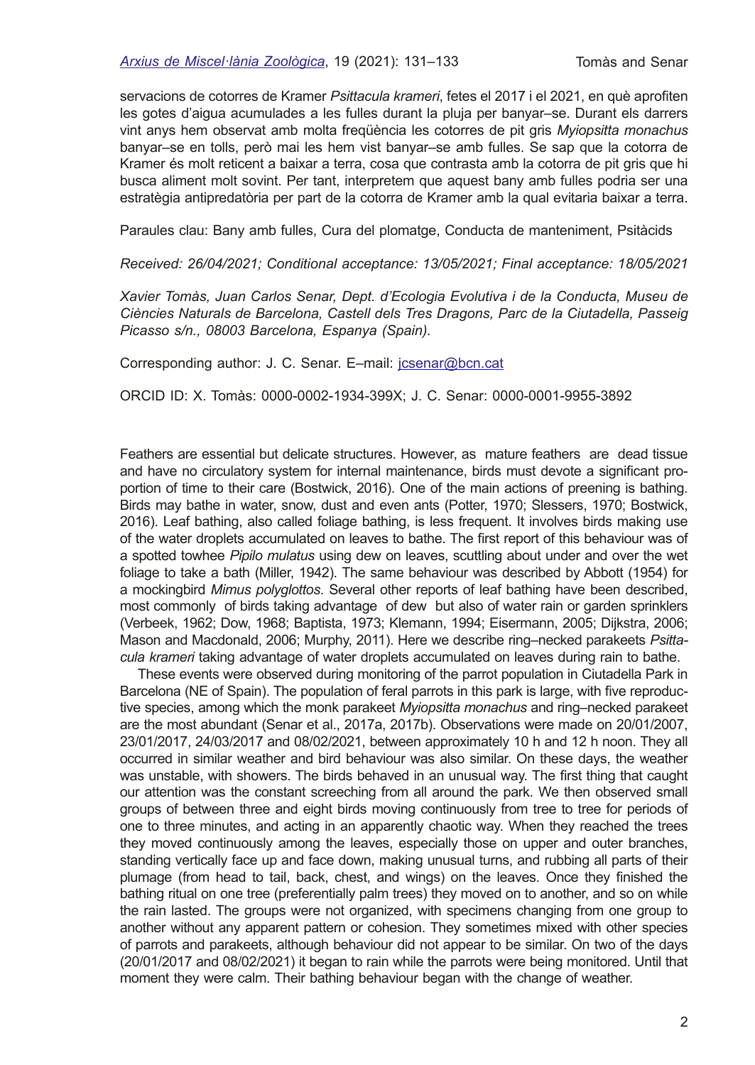servacions de cotorres de Kramer *Psittacula krameri*, fetes el 2017 i el 2021, en què aprofiten les gotes d'aigua acumulades a les fulles durant la pluja per banyar–se. Durant els darrers vint anys hem observat amb molta freqüència les cotorres de pit gris *Myiopsitta monachus* banyar–se en tolls, però mai les hem vist banyar–se amb fulles. Se sap que la cotorra de Kramer és molt reticent a baixar a terra, cosa que contrasta amb la cotorra de pit gris que hi busca aliment molt sovint. Per tant, interpretem que aquest bany amb fulles podria ser una estratègia antipredatòria per part de la cotorra de Kramer amb la qual evitaria baixar a terra.

Paraules clau: Bany amb fulles, Cura del plomatge, Conducta de manteniment, Psitàcids

*Received: 26/04/2021; Conditional acceptance: 13/05/2021; Final acceptance: 18/05/2021*

*Xavier Tomàs, Juan Carlos Senar, Dept. d'Ecologia Evolutiva i de la Conducta, Museu de Ciències Naturals de Barcelona, Castell dels Tres Dragons, Parc de la Ciutadella, Passeig Picasso s/n., 08003 Barcelona, Espanya (Spain).*

Corresponding author: J. C. Senar. E–mail: jcsenar@bcn.cat

ORCID ID: X. Tomàs: 0000-0002-1934-399X; J. C. Senar: 0000-0001-9955-3892

Feathers are essential but delicate structures. However, as mature feathers are dead tissue and have no circulatory system for internal maintenance, birds must devote a significant proportion of time to their care (Bostwick, 2016). One of the main actions of preening is bathing. Birds may bathe in water, snow, dust and even ants (Potter, 1970; Slessers, 1970; Bostwick, 2016). Leaf bathing, also called foliage bathing, is less frequent. It involves birds making use of the water droplets accumulated on leaves to bathe. The first report of this behaviour was of a spotted towhee *Pipilo mulatus* using dew on leaves, scuttling about under and over the wet foliage to take a bath (Miller, 1942). The same behaviour was described by Abbott (1954) for a mockingbird *Mimus polyglottos*. Several other reports of leaf bathing have been described, most commonly of birds taking advantage of dew but also of water rain or garden sprinklers (Verbeek, 1962; Dow, 1968; Baptista, 1973; Klemann, 1994; Eisermann, 2005; Dijkstra, 2006; Mason and Macdonald, 2006; Murphy, 2011). Here we describe ring–necked parakeets *Psittacula krameri* taking advantage of water droplets accumulated on leaves during rain to bathe.

These events were observed during monitoring of the parrot population in Ciutadella Park in Barcelona (NE of Spain). The population of feral parrots in this park is large, with five reproductive species, among which the monk parakeet *Myiopsitta monachus* and ring–necked parakeet are the most abundant (Senar et al., 2017a, 2017b). Observations were made on 20/01/2007, 23/01/2017, 24/03/2017 and 08/02/2021, between approximately 10 h and 12 h noon. They all occurred in similar weather and bird behaviour was also similar. On these days, the weather was unstable, with showers. The birds behaved in an unusual way. The first thing that caught our attention was the constant screeching from all around the park. We then observed small groups of between three and eight birds moving continuously from tree to tree for periods of one to three minutes, and acting in an apparently chaotic way. When they reached the trees they moved continuously among the leaves, especially those on upper and outer branches, standing vertically face up and face down, making unusual turns, and rubbing all parts of their plumage (from head to tail, back, chest, and wings) on the leaves. Once they finished the bathing ritual on one tree (preferentially palm trees) they moved on to another, and so on while the rain lasted. The groups were not organized, with specimens changing from one group to another without any apparent pattern or cohesion. They sometimes mixed with other species of parrots and parakeets, although behaviour did not appear to be similar. On two of the days (20/01/2017 and 08/02/2021) it began to rain while the parrots were being monitored. Until that moment they were calm. Their bathing behaviour began with the change of weather.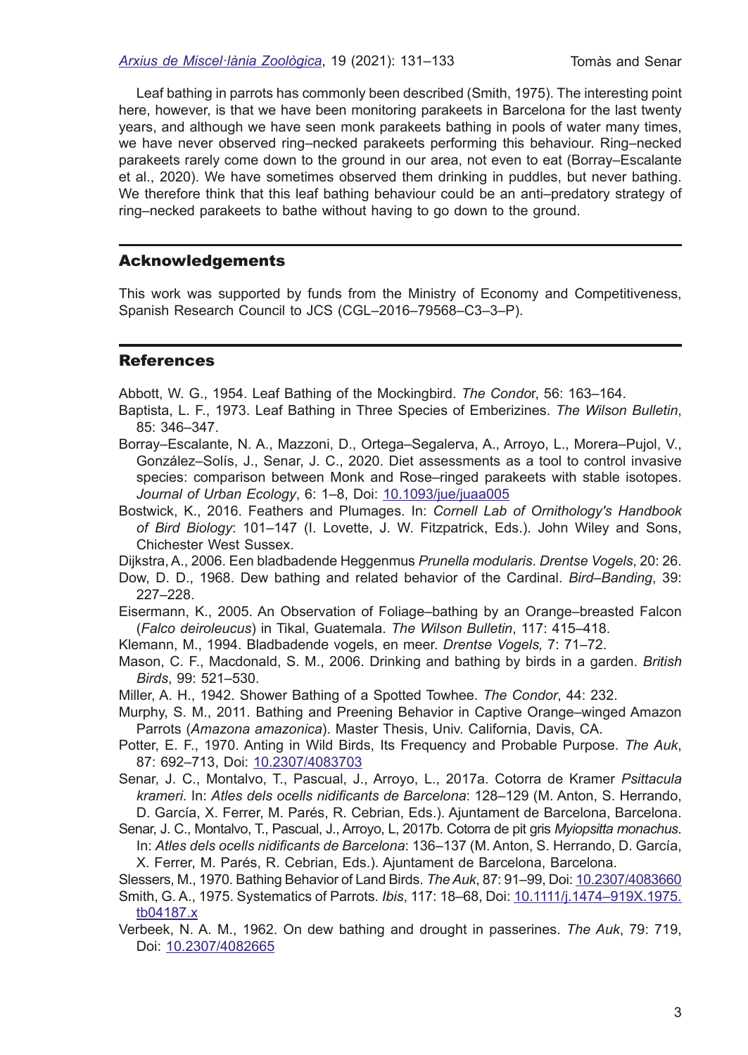Leaf bathing in parrots has commonly been described (Smith, 1975). The interesting point here, however, is that we have been monitoring parakeets in Barcelona for the last twenty years, and although we have seen monk parakeets bathing in pools of water many times, we have never observed ring–necked parakeets performing this behaviour. Ring–necked parakeets rarely come down to the ground in our area, not even to eat (Borray–Escalante et al., 2020). We have sometimes observed them drinking in puddles, but never bathing. We therefore think that this leaf bathing behaviour could be an anti–predatory strategy of ring–necked parakeets to bathe without having to go down to the ground.

## Acknowledgements

This work was supported by funds from the Ministry of Economy and Competitiveness, Spanish Research Council to JCS (CGL–2016–79568–C3–3–P).

## References

Abbott, W. G., 1954. Leaf Bathing of the Mockingbird. *The Condor*, 56: 163–164.

Baptista, L. F., 1973. Leaf Bathing in Three Species of Emberizines. *The Wilson Bulletin*, 85: 346–347.

Borray–Escalante, N. A., Mazzoni, D., Ortega–Segalerva, A., Arroyo, L., Morera–Pujol, V., González–Solís, J., Senar, J. C., 2020. Diet assessments as a tool to control invasive species: comparison between Monk and Rose–ringed parakeets with stable isotopes. *Journal of Urban Ecology*, 6: 1–8, Doi: 10.1093/jue/juaa005

Bostwick, K., 2016. Feathers and Plumages. In: *Cornell Lab of Ornithology's Handbook of Bird Biology*: 101–147 (I. Lovette, J. W. Fitzpatrick, Eds.). John Wiley and Sons, Chichester West Sussex.

Dijkstra, A., 2006. Een bladbadende Heggenmus *Prunella modularis*. *Drentse Vogels*, 20: 26.

Dow, D. D., 1968. Dew bathing and related behavior of the Cardinal. *Bird–Banding*, 39: 227–228.

Eisermann, K., 2005. An Observation of Foliage–bathing by an Orange–breasted Falcon (*Falco deiroleucus*) in Tikal, Guatemala. *The Wilson Bulletin*, 117: 415–418.

Klemann, M., 1994. Bladbadende vogels, en meer. *Drentse Vogels,* 7: 71–72.

Mason, C. F., Macdonald, S. M., 2006. Drinking and bathing by birds in a garden. *British Birds*, 99: 521–530.

Miller, A. H., 1942. Shower Bathing of a Spotted Towhee. *The Condor*, 44: 232.

Murphy, S. M., 2011. Bathing and Preening Behavior in Captive Orange–winged Amazon Parrots (*Amazona amazonica*). Master Thesis, Univ. California, Davis, CA.

Potter, E. F., 1970. Anting in Wild Birds, Its Frequency and Probable Purpose. *The Auk*, 87: 692–713, Doi: 10.2307/4083703

Senar, J. C., Montalvo, T., Pascual, J., Arroyo, L., 2017a. Cotorra de Kramer *Psittacula krameri*. In: *Atles dels ocells nidificants de Barcelona*: 128–129 (M. Anton, S. Herrando, D. García, X. Ferrer, M. Parés, R. Cebrian, Eds.). Ajuntament de Barcelona, Barcelona.

Senar, J. C., Montalvo, T., Pascual, J., Arroyo, L, 2017b. Cotorra de pit gris *Myiopsitta monachus*. In: *Atles dels ocells nidificants de Barcelona*: 136–137 (M. Anton, S. Herrando, D. García, X. Ferrer, M. Parés, R. Cebrian, Eds.). Ajuntament de Barcelona, Barcelona.

Slessers, M., 1970. Bathing Behavior of Land Birds. *The Auk*, 87: 91–99, Doi: 10.2307/4083660

Smith, G. A., 1975. Systematics of Parrots. *Ibis*, 117: 18–68, Doi: 10.1111/j.1474–919X.1975.tb04187.x

Verbeek, N. A. M., 1962. On dew bathing and drought in passerines. *The Auk*, 79: 719, Doi: 10.2307/4082665